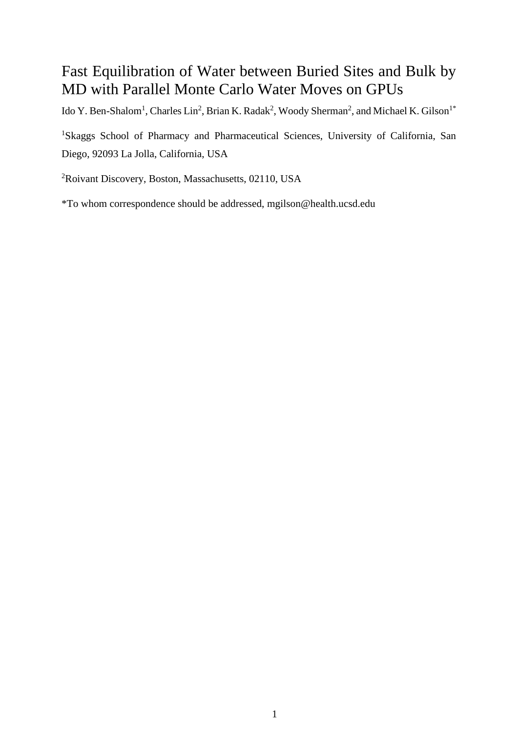# Fast Equilibration of Water between Buried Sites and Bulk by MD with Parallel Monte Carlo Water Moves on GPUs

Ido Y. Ben-Shalom[1], Charles Lin[2], Brian K. Radak[2], Woody Sherman[2], and Michael K. Gilson[1*]

[1]Skaggs School of Pharmacy and Pharmaceutical Sciences, University of California, San Diego, 92093 La Jolla, California, USA

[2]Roivant Discovery, Boston, Massachusetts, 02110, USA

*To whom correspondence should be addressed, mgilson@health.ucsd.edu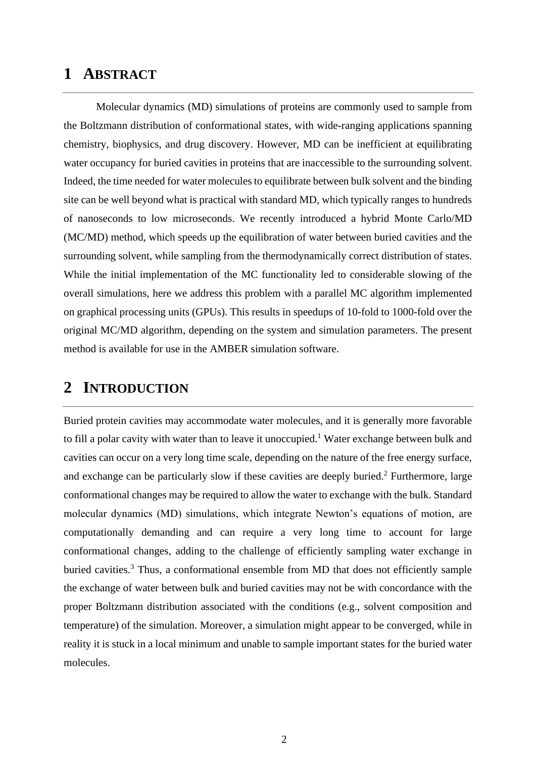# 1 ABSTRACT

Molecular dynamics (MD) simulations of proteins are commonly used to sample from the Boltzmann distribution of conformational states, with wide-ranging applications spanning chemistry, biophysics, and drug discovery. However, MD can be inefficient at equilibrating water occupancy for buried cavities in proteins that are inaccessible to the surrounding solvent. Indeed, the time needed for water molecules to equilibrate between bulk solvent and the binding site can be well beyond what is practical with standard MD, which typically ranges to hundreds of nanoseconds to low microseconds. We recently introduced a hybrid Monte Carlo/MD (MC/MD) method, which speeds up the equilibration of water between buried cavities and the surrounding solvent, while sampling from the thermodynamically correct distribution of states. While the initial implementation of the MC functionality led to considerable slowing of the overall simulations, here we address this problem with a parallel MC algorithm implemented on graphical processing units (GPUs). This results in speedups of 10-fold to 1000-fold over the original MC/MD algorithm, depending on the system and simulation parameters. The present method is available for use in the AMBER simulation software.

# 2 INTRODUCTION

Buried protein cavities may accommodate water molecules, and it is generally more favorable to fill a polar cavity with water than to leave it unoccupied.[1] Water exchange between bulk and cavities can occur on a very long time scale, depending on the nature of the free energy surface, and exchange can be particularly slow if these cavities are deeply buried.[2] Furthermore, large conformational changes may be required to allow the water to exchange with the bulk. Standard molecular dynamics (MD) simulations, which integrate Newton's equations of motion, are computationally demanding and can require a very long time to account for large conformational changes, adding to the challenge of efficiently sampling water exchange in buried cavities.[3] Thus, a conformational ensemble from MD that does not efficiently sample the exchange of water between bulk and buried cavities may not be with concordance with the proper Boltzmann distribution associated with the conditions (e.g., solvent composition and temperature) of the simulation. Moreover, a simulation might appear to be converged, while in reality it is stuck in a local minimum and unable to sample important states for the buried water molecules.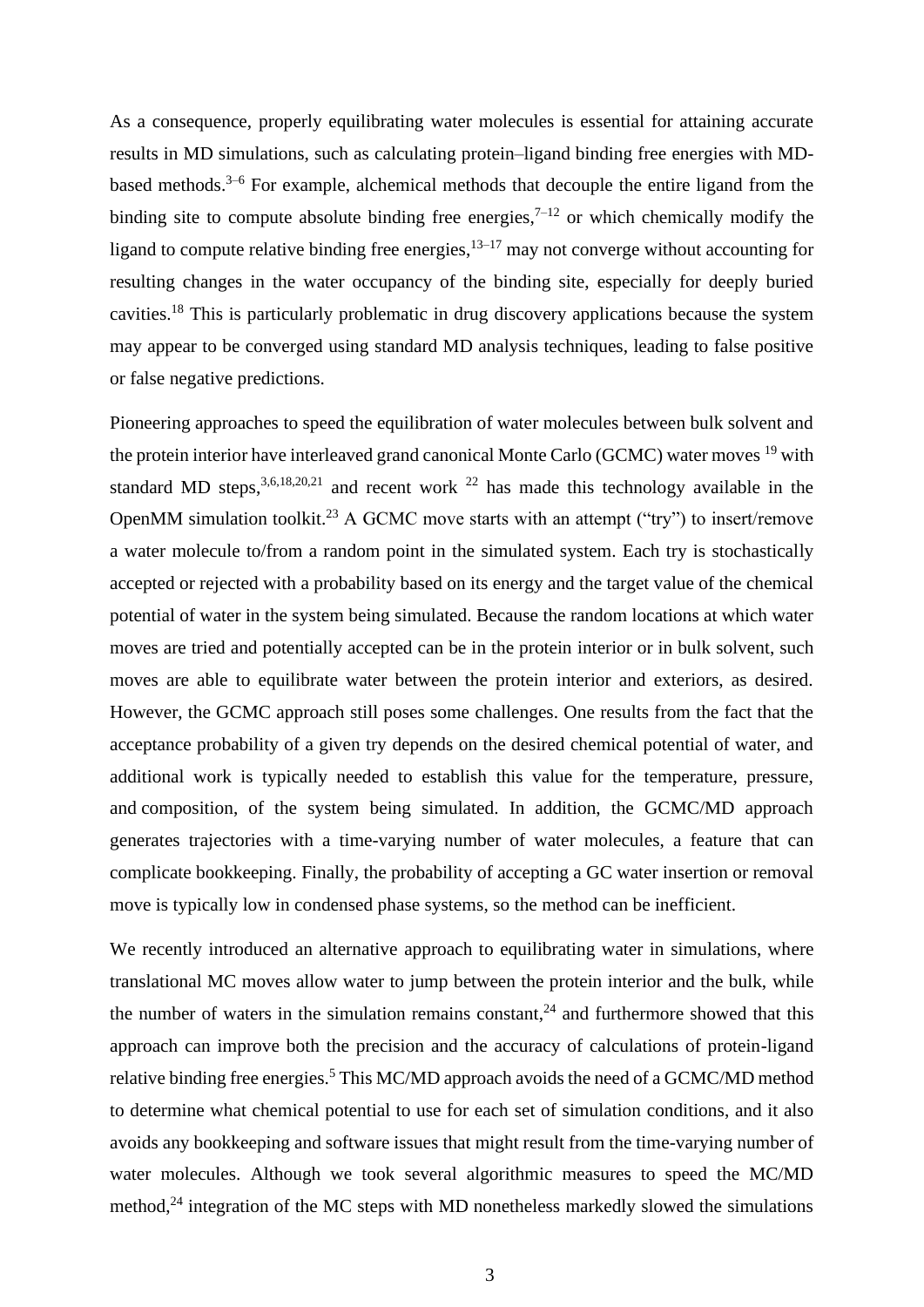As a consequence, properly equilibrating water molecules is essential for attaining accurate results in MD simulations, such as calculating protein–ligand binding free energies with MD-based methods.[3–6] For example, alchemical methods that decouple the entire ligand from the binding site to compute absolute binding free energies,[7–12] or which chemically modify the ligand to compute relative binding free energies,[13–17] may not converge without accounting for resulting changes in the water occupancy of the binding site, especially for deeply buried cavities.[18] This is particularly problematic in drug discovery applications because the system may appear to be converged using standard MD analysis techniques, leading to false positive or false negative predictions.

Pioneering approaches to speed the equilibration of water molecules between bulk solvent and the protein interior have interleaved grand canonical Monte Carlo (GCMC) water moves [19] with standard MD steps,[3,6,18,20,21] and recent work [22] has made this technology available in the OpenMM simulation toolkit.[23] A GCMC move starts with an attempt ("try") to insert/remove a water molecule to/from a random point in the simulated system. Each try is stochastically accepted or rejected with a probability based on its energy and the target value of the chemical potential of water in the system being simulated. Because the random locations at which water moves are tried and potentially accepted can be in the protein interior or in bulk solvent, such moves are able to equilibrate water between the protein interior and exteriors, as desired. However, the GCMC approach still poses some challenges. One results from the fact that the acceptance probability of a given try depends on the desired chemical potential of water, and additional work is typically needed to establish this value for the temperature, pressure, and composition, of the system being simulated. In addition, the GCMC/MD approach generates trajectories with a time-varying number of water molecules, a feature that can complicate bookkeeping. Finally, the probability of accepting a GC water insertion or removal move is typically low in condensed phase systems, so the method can be inefficient.

We recently introduced an alternative approach to equilibrating water in simulations, where translational MC moves allow water to jump between the protein interior and the bulk, while the number of waters in the simulation remains constant,[24] and furthermore showed that this approach can improve both the precision and the accuracy of calculations of protein-ligand relative binding free energies.[5] This MC/MD approach avoids the need of a GCMC/MD method to determine what chemical potential to use for each set of simulation conditions, and it also avoids any bookkeeping and software issues that might result from the time-varying number of water molecules. Although we took several algorithmic measures to speed the MC/MD method,[24] integration of the MC steps with MD nonetheless markedly slowed the simulations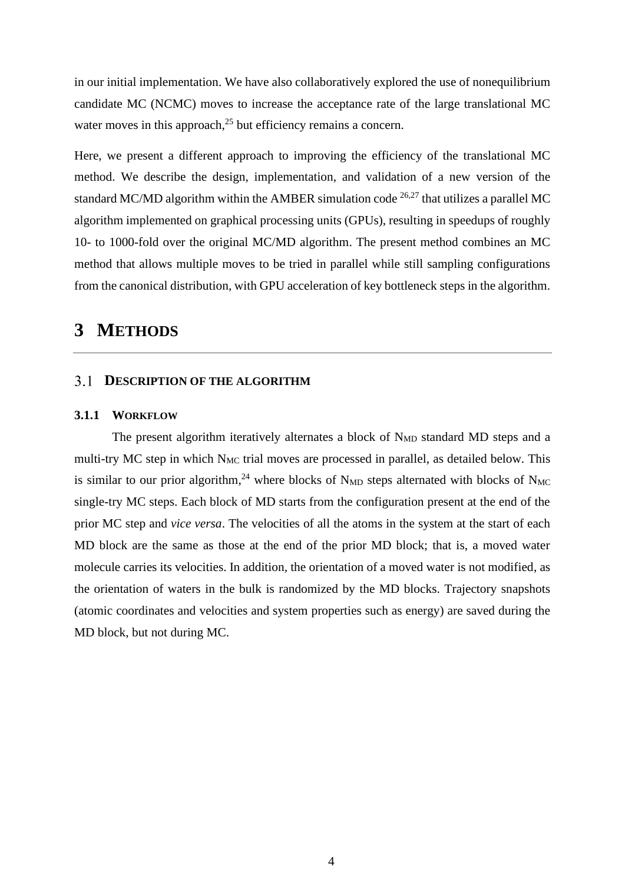in our initial implementation. We have also collaboratively explored the use of nonequilibrium candidate MC (NCMC) moves to increase the acceptance rate of the large translational MC water moves in this approach,[25] but efficiency remains a concern.

Here, we present a different approach to improving the efficiency of the translational MC method. We describe the design, implementation, and validation of a new version of the standard MC/MD algorithm within the AMBER simulation code [26,27] that utilizes a parallel MC algorithm implemented on graphical processing units (GPUs), resulting in speedups of roughly 10- to 1000-fold over the original MC/MD algorithm. The present method combines an MC method that allows multiple moves to be tried in parallel while still sampling configurations from the canonical distribution, with GPU acceleration of key bottleneck steps in the algorithm.

# 3 METHODS

## 3.1 DESCRIPTION OF THE ALGORITHM

### 3.1.1 WORKFLOW

The present algorithm iteratively alternates a block of $N_{MD}$ standard MD steps and a multi-try MC step in which $N_{MC}$ trial moves are processed in parallel, as detailed below. This is similar to our prior algorithm,[24] where blocks of $N_{MD}$ steps alternated with blocks of $N_{MC}$ single-try MC steps. Each block of MD starts from the configuration present at the end of the prior MC step and *vice versa*. The velocities of all the atoms in the system at the start of each MD block are the same as those at the end of the prior MD block; that is, a moved water molecule carries its velocities. In addition, the orientation of a moved water is not modified, as the orientation of waters in the bulk is randomized by the MD blocks. Trajectory snapshots (atomic coordinates and velocities and system properties such as energy) are saved during the MD block, but not during MC.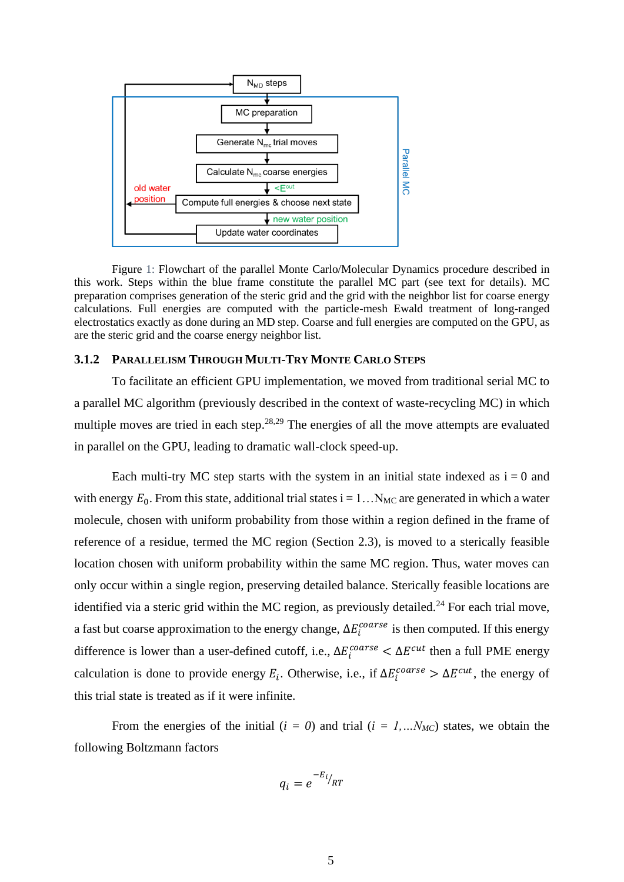Figure 1: Flowchart of the parallel Monte Carlo/Molecular Dynamics procedure described in this work. Steps within the blue frame constitute the parallel MC part (see text for details). MC preparation comprises generation of the steric grid and the grid with the neighbor list for coarse energy calculations. Full energies are computed with the particle-mesh Ewald treatment of long-ranged electrostatics exactly as done during an MD step. Coarse and full energies are computed on the GPU, as are the steric grid and the coarse energy neighbor list.

### 3.1.2 Parallelism Through Multi-Try Monte Carlo Steps

To facilitate an efficient GPU implementation, we moved from traditional serial MC to a parallel MC algorithm (previously described in the context of waste-recycling MC) in which multiple moves are tried in each step.[28,29] The energies of all the move attempts are evaluated in parallel on the GPU, leading to dramatic wall-clock speed-up.

Each multi-try MC step starts with the system in an initial state indexed as i = 0 and with energy $E_0$. From this state, additional trial states i = 1…$N_{MC}$ are generated in which a water molecule, chosen with uniform probability from those within a region defined in the frame of reference of a residue, termed the MC region (Section 2.3), is moved to a sterically feasible location chosen with uniform probability within the same MC region. Thus, water moves can only occur within a single region, preserving detailed balance. Sterically feasible locations are identified via a steric grid within the MC region, as previously detailed.[24] For each trial move, a fast but coarse approximation to the energy change, $\Delta E_i^{coarse}$ is then computed. If this energy difference is lower than a user-defined cutoff, i.e., $\Delta E_i^{coarse} < \Delta E^{cut}$ then a full PME energy calculation is done to provide energy $E_i$. Otherwise, i.e., if $\Delta E_i^{coarse} > \Delta E^{cut}$, the energy of this trial state is treated as if it were infinite.

From the energies of the initial ($i = 0$) and trial ($i = 1,…N_{MC}$) states, we obtain the following Boltzmann factors

$$q_i = e^{-E_i/RT}$$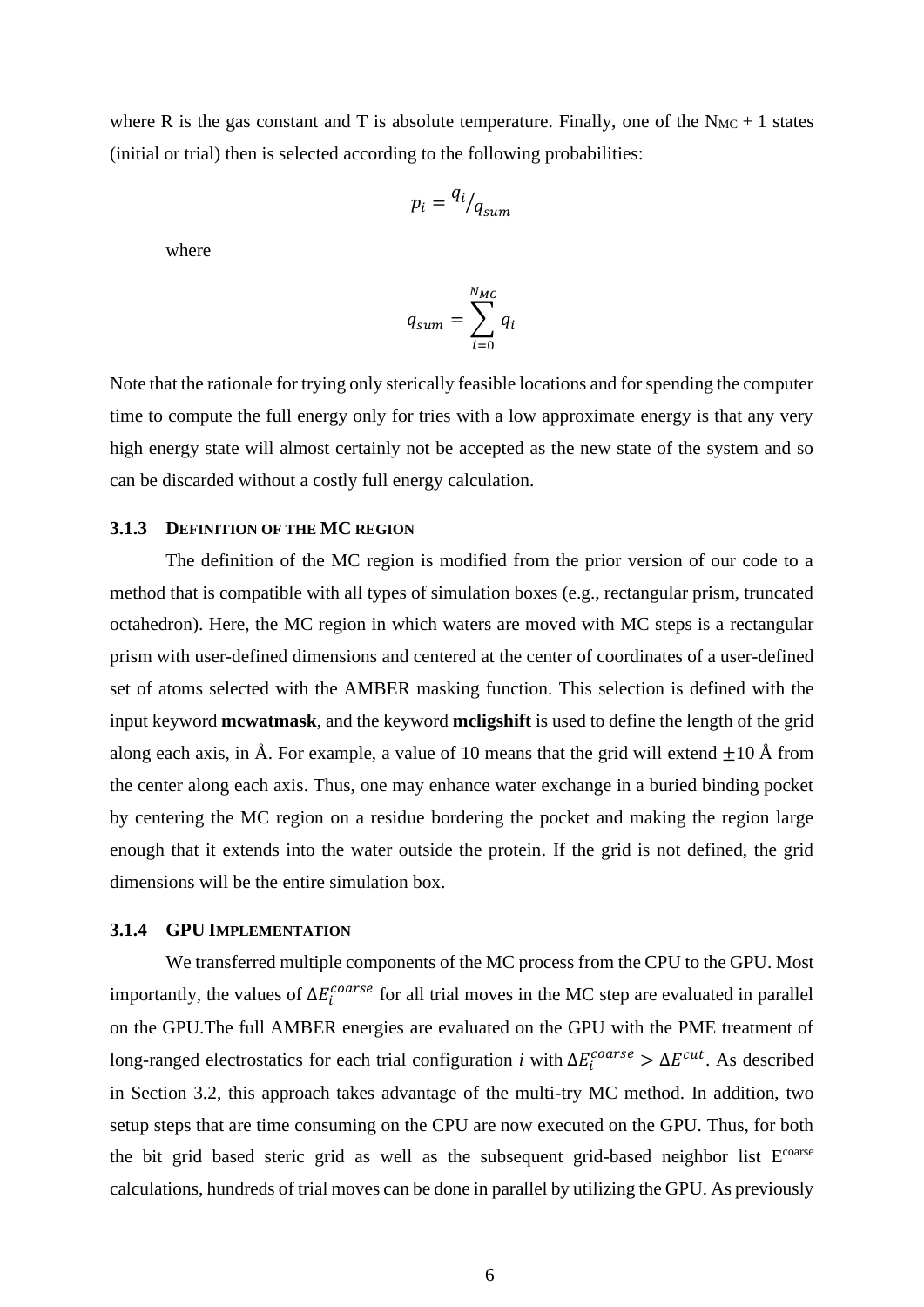where R is the gas constant and T is absolute temperature. Finally, one of the $N_{MC} + 1$ states (initial or trial) then is selected according to the following probabilities:

$$p_i = {}^{q_i}/_{q_{sum}}$$

where

$$q_{sum} = \sum_{i=0}^{N_{MC}} q_i$$

Note that the rationale for trying only sterically feasible locations and for spending the computer time to compute the full energy only for tries with a low approximate energy is that any very high energy state will almost certainly not be accepted as the new state of the system and so can be discarded without a costly full energy calculation.

### 3.1.3 Definition of the MC region

The definition of the MC region is modified from the prior version of our code to a method that is compatible with all types of simulation boxes (e.g., rectangular prism, truncated octahedron). Here, the MC region in which waters are moved with MC steps is a rectangular prism with user-defined dimensions and centered at the center of coordinates of a user-defined set of atoms selected with the AMBER masking function. This selection is defined with the input keyword **mcwatmask**, and the keyword **mcligshift** is used to define the length of the grid along each axis, in Å. For example, a value of 10 means that the grid will extend $\pm 10$ Å from the center along each axis. Thus, one may enhance water exchange in a buried binding pocket by centering the MC region on a residue bordering the pocket and making the region large enough that it extends into the water outside the protein. If the grid is not defined, the grid dimensions will be the entire simulation box.

### 3.1.4 GPU Implementation

We transferred multiple components of the MC process from the CPU to the GPU. Most importantly, the values of $\Delta E_i^{coarse}$ for all trial moves in the MC step are evaluated in parallel on the GPU.The full AMBER energies are evaluated on the GPU with the PME treatment of long-ranged electrostatics for each trial configuration *i* with $\Delta E_i^{coarse} > \Delta E^{cut}$. As described in Section 3.2, this approach takes advantage of the multi-try MC method. In addition, two setup steps that are time consuming on the CPU are now executed on the GPU. Thus, for both the bit grid based steric grid as well as the subsequent grid-based neighbor list $E^{coarse}$ calculations, hundreds of trial moves can be done in parallel by utilizing the GPU. As previously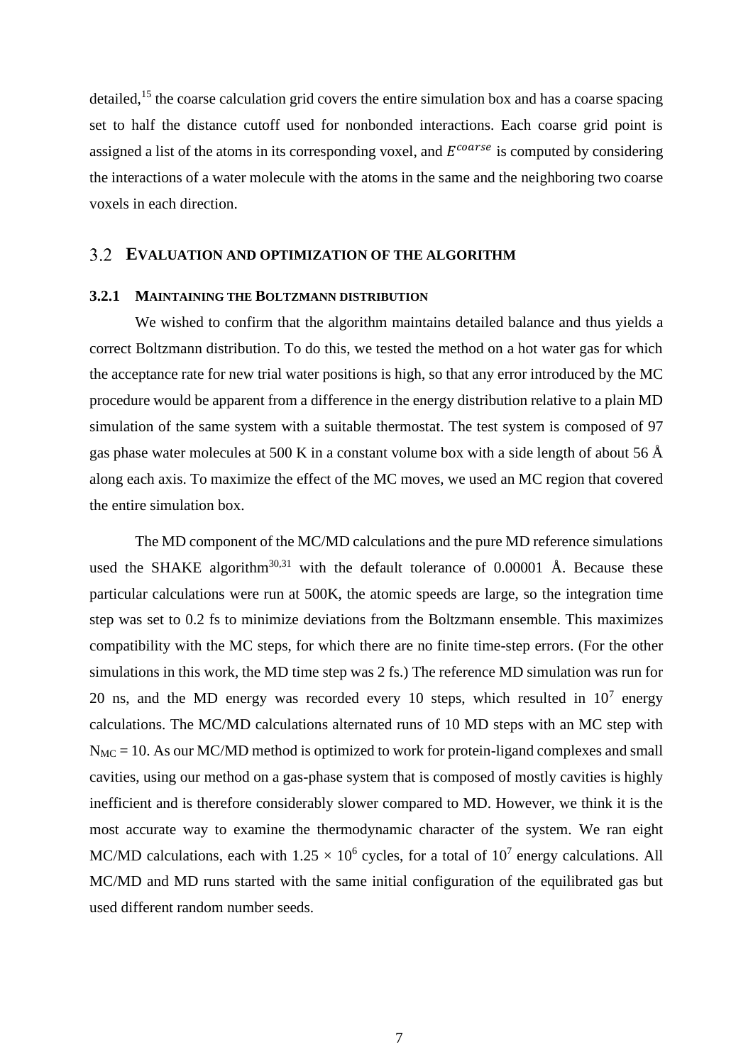detailed,[15] the coarse calculation grid covers the entire simulation box and has a coarse spacing set to half the distance cutoff used for nonbonded interactions. Each coarse grid point is assigned a list of the atoms in its corresponding voxel, and $E^{coarse}$ is computed by considering the interactions of a water molecule with the atoms in the same and the neighboring two coarse voxels in each direction.

## 3.2 EVALUATION AND OPTIMIZATION OF THE ALGORITHM

### 3.2.1 MAINTAINING THE BOLTZMANN DISTRIBUTION

We wished to confirm that the algorithm maintains detailed balance and thus yields a correct Boltzmann distribution. To do this, we tested the method on a hot water gas for which the acceptance rate for new trial water positions is high, so that any error introduced by the MC procedure would be apparent from a difference in the energy distribution relative to a plain MD simulation of the same system with a suitable thermostat. The test system is composed of 97 gas phase water molecules at 500 K in a constant volume box with a side length of about 56 Å along each axis. To maximize the effect of the MC moves, we used an MC region that covered the entire simulation box.

The MD component of the MC/MD calculations and the pure MD reference simulations used the SHAKE algorithm[30,31] with the default tolerance of 0.00001 Å. Because these particular calculations were run at 500K, the atomic speeds are large, so the integration time step was set to 0.2 fs to minimize deviations from the Boltzmann ensemble. This maximizes compatibility with the MC steps, for which there are no finite time-step errors. (For the other simulations in this work, the MD time step was 2 fs.) The reference MD simulation was run for 20 ns, and the MD energy was recorded every 10 steps, which resulted in $10^7$ energy calculations. The MC/MD calculations alternated runs of 10 MD steps with an MC step with $N_{MC} = 10$. As our MC/MD method is optimized to work for protein-ligand complexes and small cavities, using our method on a gas-phase system that is composed of mostly cavities is highly inefficient and is therefore considerably slower compared to MD. However, we think it is the most accurate way to examine the thermodynamic character of the system. We ran eight MC/MD calculations, each with $1.25 \times 10^6$ cycles, for a total of $10^7$ energy calculations. All MC/MD and MD runs started with the same initial configuration of the equilibrated gas but used different random number seeds.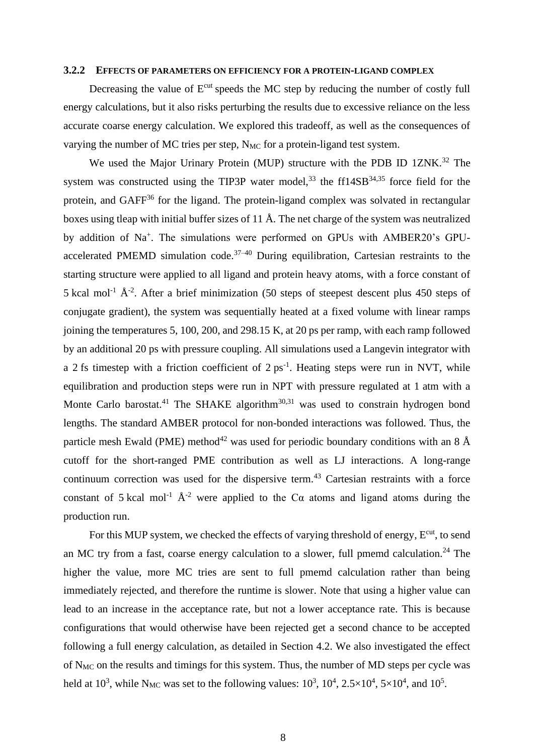### 3.2.2 Effects of parameters on efficiency for a protein-ligand complex

Decreasing the value of $E^{cut}$ speeds the MC step by reducing the number of costly full energy calculations, but it also risks perturbing the results due to excessive reliance on the less accurate coarse energy calculation. We explored this tradeoff, as well as the consequences of varying the number of MC tries per step, $N_{MC}$ for a protein-ligand test system.

We used the Major Urinary Protein (MUP) structure with the PDB ID 1ZNK.[32] The system was constructed using the TIP3P water model,[33] the ff14SB[34,35] force field for the protein, and GAFF[36] for the ligand. The protein-ligand complex was solvated in rectangular boxes using tleap with initial buffer sizes of 11 Å. The net charge of the system was neutralized by addition of $Na^+$. The simulations were performed on GPUs with AMBER20's GPU-accelerated PMEMD simulation code.[37–40] During equilibration, Cartesian restraints to the starting structure were applied to all ligand and protein heavy atoms, with a force constant of 5 kcal mol$^{-1}$ Å$^{-2}$. After a brief minimization (50 steps of steepest descent plus 450 steps of conjugate gradient), the system was sequentially heated at a fixed volume with linear ramps joining the temperatures 5, 100, 200, and 298.15 K, at 20 ps per ramp, with each ramp followed by an additional 20 ps with pressure coupling. All simulations used a Langevin integrator with a 2 fs timestep with a friction coefficient of 2 ps$^{-1}$. Heating steps were run in NVT, while equilibration and production steps were run in NPT with pressure regulated at 1 atm with a Monte Carlo barostat.[41] The SHAKE algorithm[30,31] was used to constrain hydrogen bond lengths. The standard AMBER protocol for non-bonded interactions was followed. Thus, the particle mesh Ewald (PME) method[42] was used for periodic boundary conditions with an 8 Å cutoff for the short-ranged PME contribution as well as LJ interactions. A long-range continuum correction was used for the dispersive term.[43] Cartesian restraints with a force constant of 5 kcal mol$^{-1}$ Å$^{-2}$ were applied to the Cα atoms and ligand atoms during the production run.

For this MUP system, we checked the effects of varying threshold of energy, $E^{cut}$, to send an MC try from a fast, coarse energy calculation to a slower, full pmemd calculation.[24] The higher the value, more MC tries are sent to full pmemd calculation rather than being immediately rejected, and therefore the runtime is slower. Note that using a higher value can lead to an increase in the acceptance rate, but not a lower acceptance rate. This is because configurations that would otherwise have been rejected get a second chance to be accepted following a full energy calculation, as detailed in Section 4.2. We also investigated the effect of $N_{MC}$ on the results and timings for this system. Thus, the number of MD steps per cycle was held at $10^3$, while $N_{MC}$ was set to the following values: $10^3$, $10^4$, $2.5\times10^4$, $5\times10^4$, and $10^5$.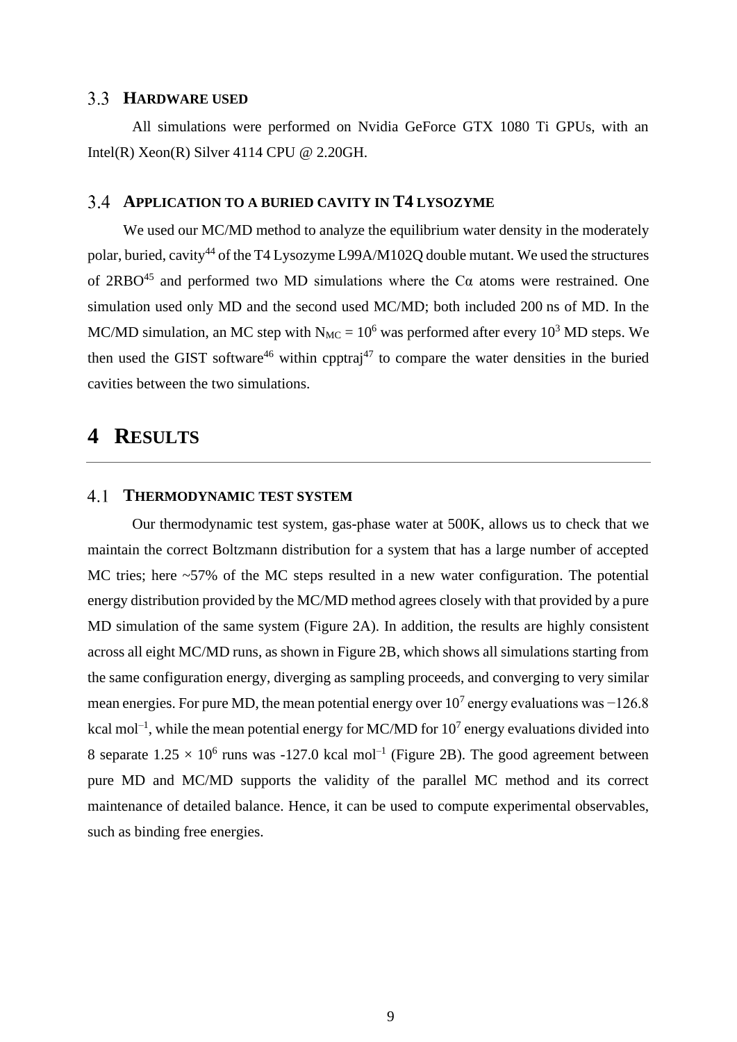### 3.3 HARDWARE USED

All simulations were performed on Nvidia GeForce GTX 1080 Ti GPUs, with an Intel(R) Xeon(R) Silver 4114 CPU @ 2.20GH.

### 3.4 APPLICATION TO A BURIED CAVITY IN T4 LYSOZYME

We used our MC/MD method to analyze the equilibrium water density in the moderately polar, buried, cavity[44] of the T4 Lysozyme L99A/M102Q double mutant. We used the structures of 2RBO[45] and performed two MD simulations where the Cα atoms were restrained. One simulation used only MD and the second used MC/MD; both included 200 ns of MD. In the MC/MD simulation, an MC step with $N_{MC} = 10^6$ was performed after every $10^3$ MD steps. We then used the GIST software[46] within cpptraj[47] to compare the water densities in the buried cavities between the two simulations.

# 4 RESULTS

### 4.1 THERMODYNAMIC TEST SYSTEM

Our thermodynamic test system, gas-phase water at 500K, allows us to check that we maintain the correct Boltzmann distribution for a system that has a large number of accepted MC tries; here ~57% of the MC steps resulted in a new water configuration. The potential energy distribution provided by the MC/MD method agrees closely with that provided by a pure MD simulation of the same system (Figure 2A). In addition, the results are highly consistent across all eight MC/MD runs, as shown in Figure 2B, which shows all simulations starting from the same configuration energy, diverging as sampling proceeds, and converging to very similar mean energies. For pure MD, the mean potential energy over $10^7$ energy evaluations was −126.8 kcal mol$^{-1}$, while the mean potential energy for MC/MD for $10^7$ energy evaluations divided into 8 separate $1.25 \times 10^6$ runs was -127.0 kcal mol$^{-1}$ (Figure 2B). The good agreement between pure MD and MC/MD supports the validity of the parallel MC method and its correct maintenance of detailed balance. Hence, it can be used to compute experimental observables, such as binding free energies.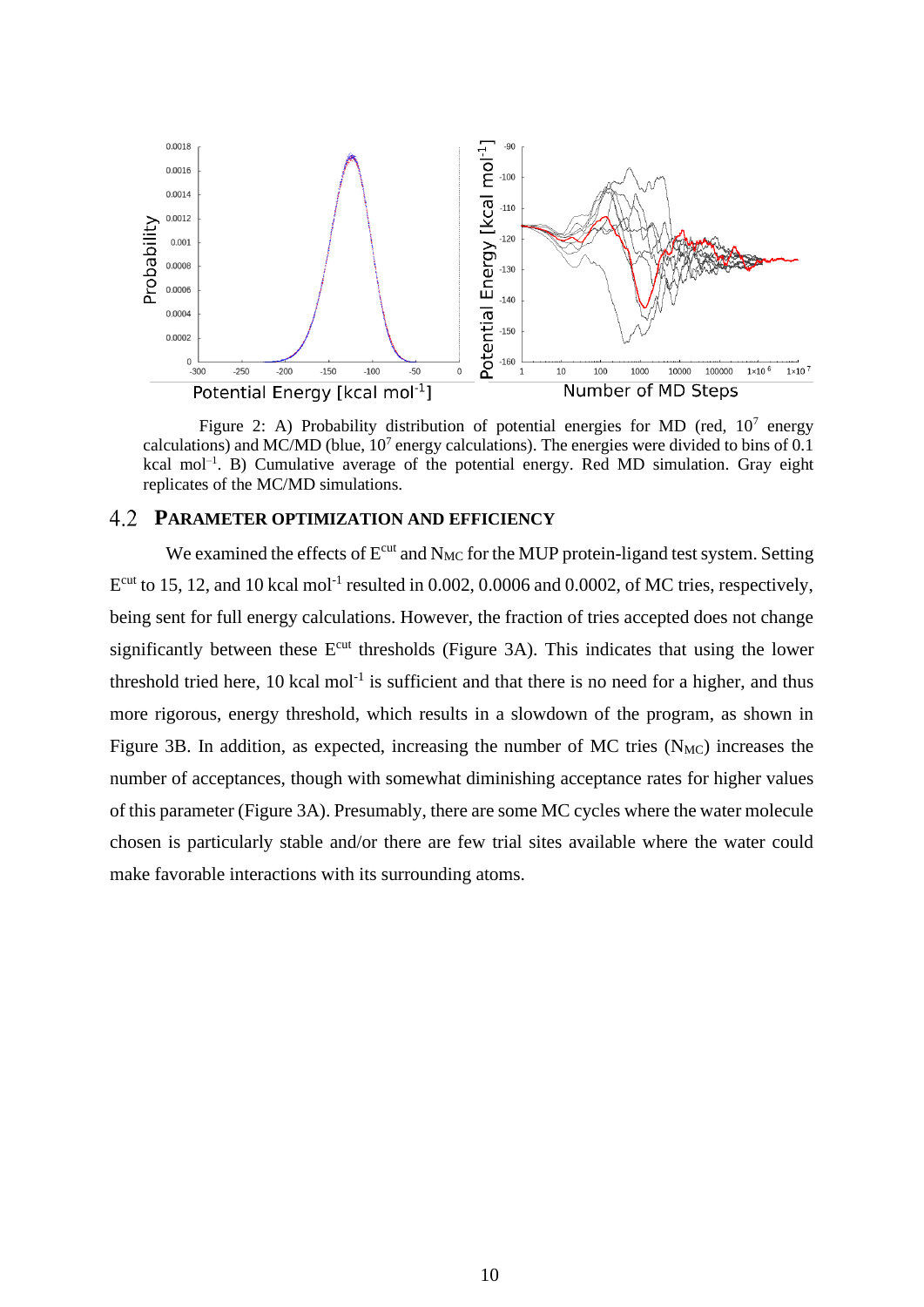Figure 2: A) Probability distribution of potential energies for MD (red, $10^7$ energy calculations) and MC/MD (blue, $10^7$ energy calculations). The energies were divided to bins of 0.1 kcal mol$^{-1}$. B) Cumulative average of the potential energy. Red MD simulation. Gray eight replicates of the MC/MD simulations.

## 4.2 PARAMETER OPTIMIZATION AND EFFICIENCY

We examined the effects of $E^{cut}$ and $N_{MC}$ for the MUP protein-ligand test system. Setting $E^{cut}$ to 15, 12, and 10 kcal mol$^{-1}$ resulted in 0.002, 0.0006 and 0.0002, of MC tries, respectively, being sent for full energy calculations. However, the fraction of tries accepted does not change significantly between these $E^{cut}$ thresholds (Figure 3A). This indicates that using the lower threshold tried here, 10 kcal mol$^{-1}$ is sufficient and that there is no need for a higher, and thus more rigorous, energy threshold, which results in a slowdown of the program, as shown in Figure 3B. In addition, as expected, increasing the number of MC tries ($N_{MC}$) increases the number of acceptances, though with somewhat diminishing acceptance rates for higher values of this parameter (Figure 3A). Presumably, there are some MC cycles where the water molecule chosen is particularly stable and/or there are few trial sites available where the water could make favorable interactions with its surrounding atoms.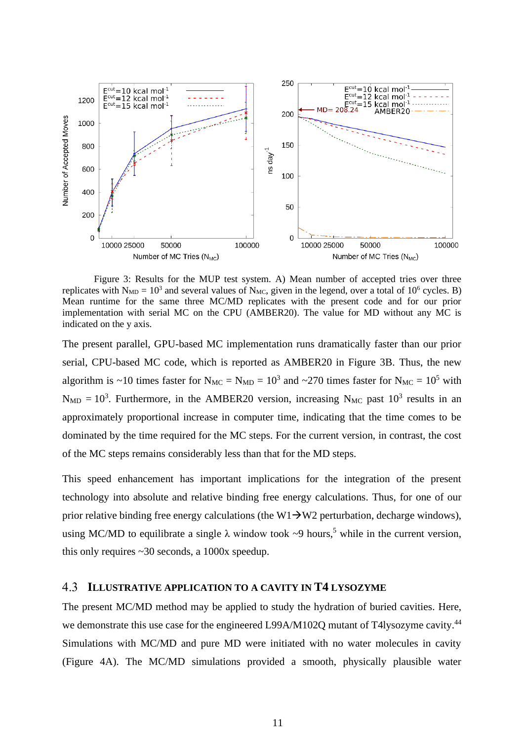Figure 3: Results for the MUP test system. A) Mean number of accepted tries over three replicates with $N_{MD} = 10^3$ and several values of $N_{MC}$, given in the legend, over a total of $10^6$ cycles. B) Mean runtime for the same three MC/MD replicates with the present code and for our prior implementation with serial MC on the CPU (AMBER20). The value for MD without any MC is indicated on the y axis.

The present parallel, GPU-based MC implementation runs dramatically faster than our prior serial, CPU-based MC code, which is reported as AMBER20 in Figure 3B. Thus, the new algorithm is ~10 times faster for $N_{MC} = N_{MD} = 10^3$ and ~270 times faster for $N_{MC} = 10^5$ with $N_{MD} = 10^3$. Furthermore, in the AMBER20 version, increasing $N_{MC}$ past $10^3$ results in an approximately proportional increase in computer time, indicating that the time comes to be dominated by the time required for the MC steps. For the current version, in contrast, the cost of the MC steps remains considerably less than that for the MD steps.

This speed enhancement has important implications for the integration of the present technology into absolute and relative binding free energy calculations. Thus, for one of our prior relative binding free energy calculations (the W1→W2 perturbation, decharge windows), using MC/MD to equilibrate a single $\lambda$ window took ~9 hours,[5] while in the current version, this only requires ~30 seconds, a 1000x speedup.

### 4.3 Illustrative application to a cavity in T4 lysozyme

The present MC/MD method may be applied to study the hydration of buried cavities. Here, we demonstrate this use case for the engineered L99A/M102Q mutant of T4lysozyme cavity.[44] Simulations with MC/MD and pure MD were initiated with no water molecules in cavity (Figure 4A). The MC/MD simulations provided a smooth, physically plausible water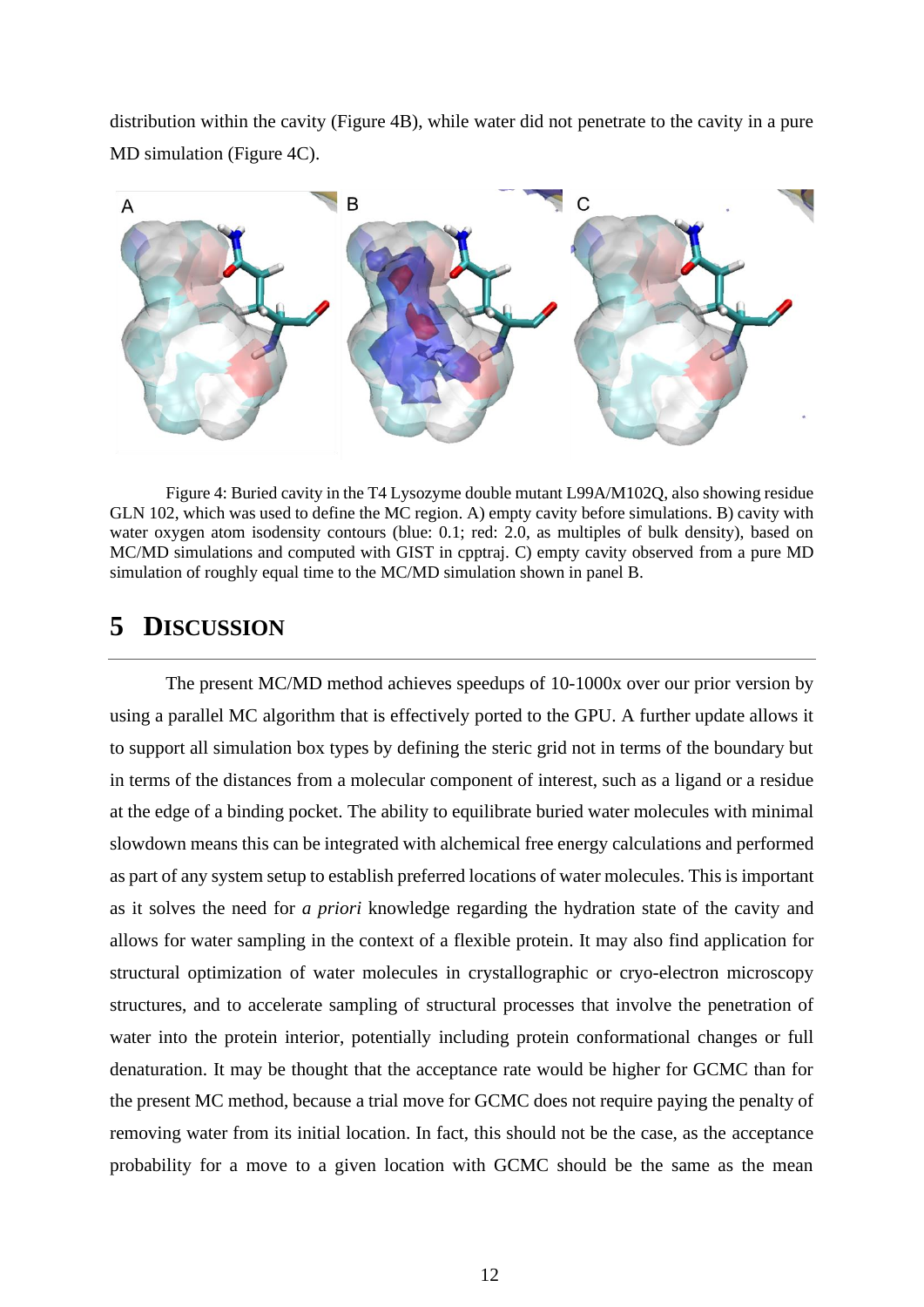distribution within the cavity (Figure 4B), while water did not penetrate to the cavity in a pure MD simulation (Figure 4C).

Figure 4: Buried cavity in the T4 Lysozyme double mutant L99A/M102Q, also showing residue GLN 102, which was used to define the MC region. A) empty cavity before simulations. B) cavity with water oxygen atom isodensity contours (blue: 0.1; red: 2.0, as multiples of bulk density), based on MC/MD simulations and computed with GIST in cpptraj. C) empty cavity observed from a pure MD simulation of roughly equal time to the MC/MD simulation shown in panel B.

# 5 DISCUSSION

The present MC/MD method achieves speedups of 10-1000x over our prior version by using a parallel MC algorithm that is effectively ported to the GPU. A further update allows it to support all simulation box types by defining the steric grid not in terms of the boundary but in terms of the distances from a molecular component of interest, such as a ligand or a residue at the edge of a binding pocket. The ability to equilibrate buried water molecules with minimal slowdown means this can be integrated with alchemical free energy calculations and performed as part of any system setup to establish preferred locations of water molecules. This is important as it solves the need for *a priori* knowledge regarding the hydration state of the cavity and allows for water sampling in the context of a flexible protein. It may also find application for structural optimization of water molecules in crystallographic or cryo-electron microscopy structures, and to accelerate sampling of structural processes that involve the penetration of water into the protein interior, potentially including protein conformational changes or full denaturation. It may be thought that the acceptance rate would be higher for GCMC than for the present MC method, because a trial move for GCMC does not require paying the penalty of removing water from its initial location. In fact, this should not be the case, as the acceptance probability for a move to a given location with GCMC should be the same as the mean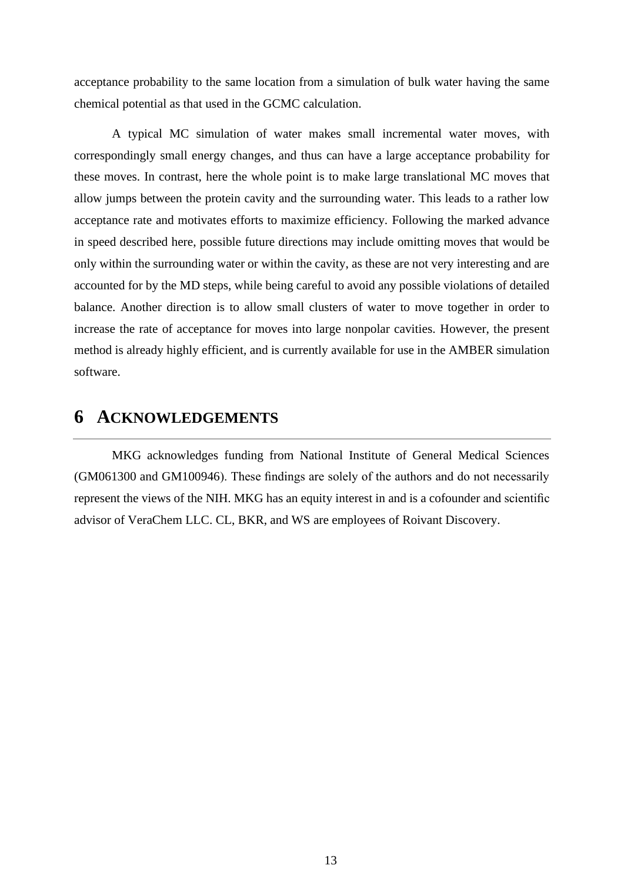acceptance probability to the same location from a simulation of bulk water having the same chemical potential as that used in the GCMC calculation.

A typical MC simulation of water makes small incremental water moves, with correspondingly small energy changes, and thus can have a large acceptance probability for these moves. In contrast, here the whole point is to make large translational MC moves that allow jumps between the protein cavity and the surrounding water. This leads to a rather low acceptance rate and motivates efforts to maximize efficiency. Following the marked advance in speed described here, possible future directions may include omitting moves that would be only within the surrounding water or within the cavity, as these are not very interesting and are accounted for by the MD steps, while being careful to avoid any possible violations of detailed balance. Another direction is to allow small clusters of water to move together in order to increase the rate of acceptance for moves into large nonpolar cavities. However, the present method is already highly efficient, and is currently available for use in the AMBER simulation software.

# 6 ACKNOWLEDGEMENTS

MKG acknowledges funding from National Institute of General Medical Sciences (GM061300 and GM100946). These findings are solely of the authors and do not necessarily represent the views of the NIH. MKG has an equity interest in and is a cofounder and scientific advisor of VeraChem LLC. CL, BKR, and WS are employees of Roivant Discovery.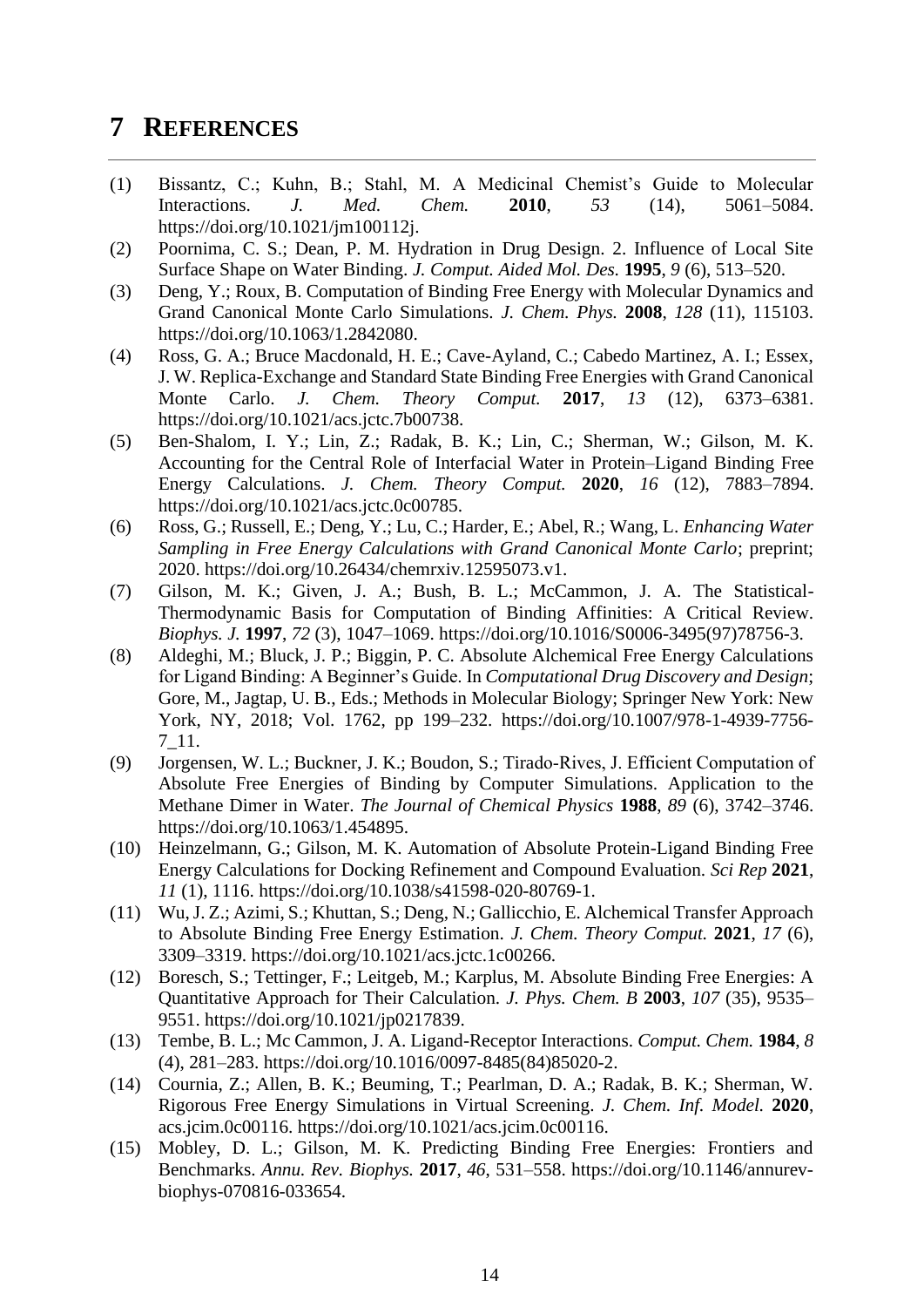# 7 REFERENCES

(1) Bissantz, C.; Kuhn, B.; Stahl, M. A Medicinal Chemist's Guide to Molecular Interactions. *J. Med. Chem.* **2010**, *53* (14), 5061–5084. https://doi.org/10.1021/jm100112j.

(2) Poornima, C. S.; Dean, P. M. Hydration in Drug Design. 2. Influence of Local Site Surface Shape on Water Binding. *J. Comput. Aided Mol. Des.* **1995**, *9* (6), 513–520.

(3) Deng, Y.; Roux, B. Computation of Binding Free Energy with Molecular Dynamics and Grand Canonical Monte Carlo Simulations. *J. Chem. Phys.* **2008**, *128* (11), 115103. https://doi.org/10.1063/1.2842080.

(4) Ross, G. A.; Bruce Macdonald, H. E.; Cave-Ayland, C.; Cabedo Martinez, A. I.; Essex, J. W. Replica-Exchange and Standard State Binding Free Energies with Grand Canonical Monte Carlo. *J. Chem. Theory Comput.* **2017**, *13* (12), 6373–6381. https://doi.org/10.1021/acs.jctc.7b00738.

(5) Ben-Shalom, I. Y.; Lin, Z.; Radak, B. K.; Lin, C.; Sherman, W.; Gilson, M. K. Accounting for the Central Role of Interfacial Water in Protein–Ligand Binding Free Energy Calculations. *J. Chem. Theory Comput.* **2020**, *16* (12), 7883–7894. https://doi.org/10.1021/acs.jctc.0c00785.

(6) Ross, G.; Russell, E.; Deng, Y.; Lu, C.; Harder, E.; Abel, R.; Wang, L. *Enhancing Water Sampling in Free Energy Calculations with Grand Canonical Monte Carlo*; preprint; 2020. https://doi.org/10.26434/chemrxiv.12595073.v1.

(7) Gilson, M. K.; Given, J. A.; Bush, B. L.; McCammon, J. A. The Statistical-Thermodynamic Basis for Computation of Binding Affinities: A Critical Review. *Biophys. J.* **1997**, *72* (3), 1047–1069. https://doi.org/10.1016/S0006-3495(97)78756-3.

(8) Aldeghi, M.; Bluck, J. P.; Biggin, P. C. Absolute Alchemical Free Energy Calculations for Ligand Binding: A Beginner's Guide. In *Computational Drug Discovery and Design*; Gore, M., Jagtap, U. B., Eds.; Methods in Molecular Biology; Springer New York: New York, NY, 2018; Vol. 1762, pp 199–232. https://doi.org/10.1007/978-1-4939-7756-7_11.

(9) Jorgensen, W. L.; Buckner, J. K.; Boudon, S.; Tirado-Rives, J. Efficient Computation of Absolute Free Energies of Binding by Computer Simulations. Application to the Methane Dimer in Water. *The Journal of Chemical Physics* **1988**, *89* (6), 3742–3746. https://doi.org/10.1063/1.454895.

(10) Heinzelmann, G.; Gilson, M. K. Automation of Absolute Protein-Ligand Binding Free Energy Calculations for Docking Refinement and Compound Evaluation. *Sci Rep* **2021**, *11* (1), 1116. https://doi.org/10.1038/s41598-020-80769-1.

(11) Wu, J. Z.; Azimi, S.; Khuttan, S.; Deng, N.; Gallicchio, E. Alchemical Transfer Approach to Absolute Binding Free Energy Estimation. *J. Chem. Theory Comput.* **2021**, *17* (6), 3309–3319. https://doi.org/10.1021/acs.jctc.1c00266.

(12) Boresch, S.; Tettinger, F.; Leitgeb, M.; Karplus, M. Absolute Binding Free Energies: A Quantitative Approach for Their Calculation. *J. Phys. Chem. B* **2003**, *107* (35), 9535–9551. https://doi.org/10.1021/jp0217839.

(13) Tembe, B. L.; Mc Cammon, J. A. Ligand-Receptor Interactions. *Comput. Chem.* **1984**, *8* (4), 281–283. https://doi.org/10.1016/0097-8485(84)85020-2.

(14) Cournia, Z.; Allen, B. K.; Beuming, T.; Pearlman, D. A.; Radak, B. K.; Sherman, W. Rigorous Free Energy Simulations in Virtual Screening. *J. Chem. Inf. Model.* **2020**, acs.jcim.0c00116. https://doi.org/10.1021/acs.jcim.0c00116.

(15) Mobley, D. L.; Gilson, M. K. Predicting Binding Free Energies: Frontiers and Benchmarks. *Annu. Rev. Biophys.* **2017**, *46*, 531–558. https://doi.org/10.1146/annurev-biophys-070816-033654.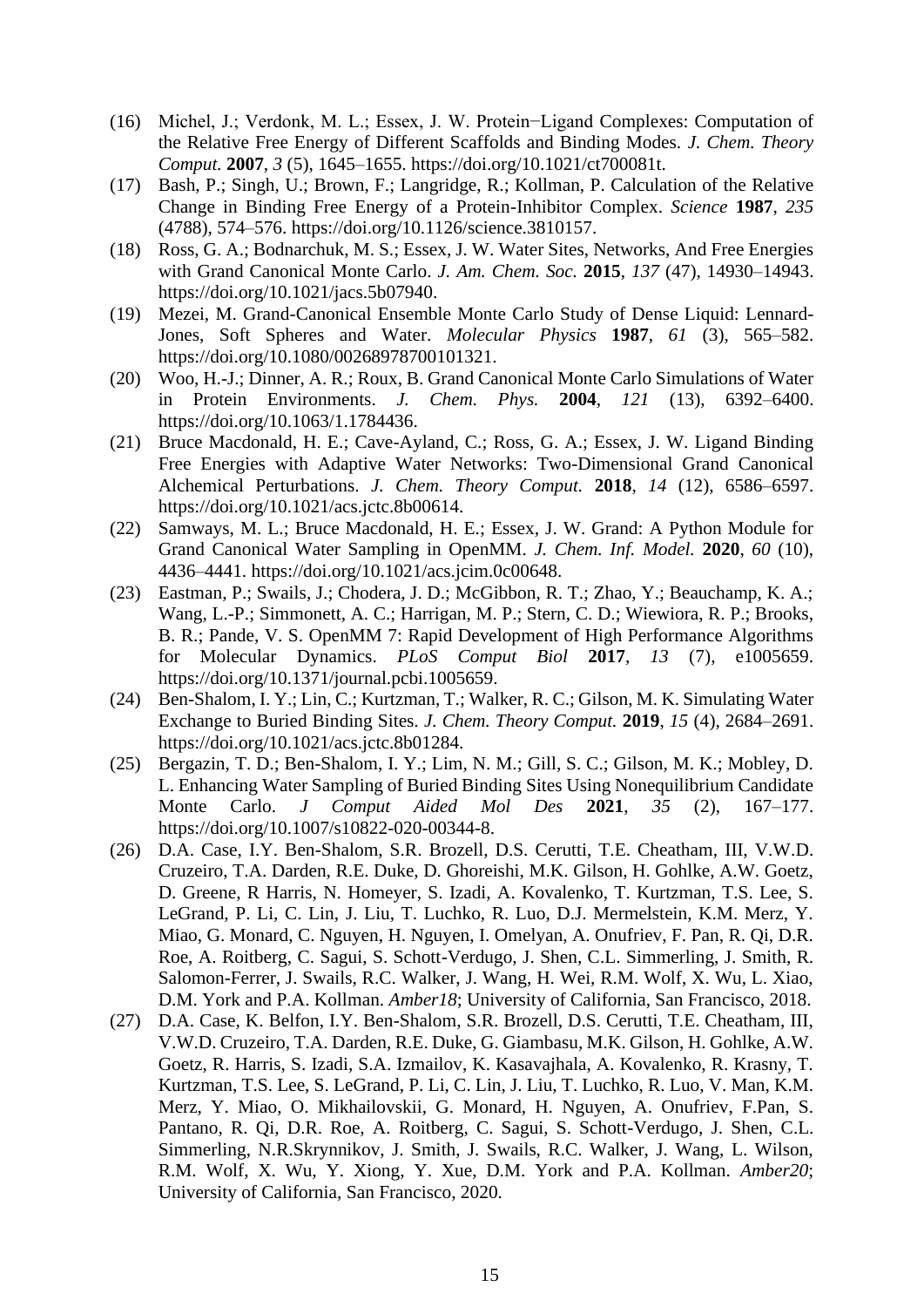(16) Michel, J.; Verdonk, M. L.; Essex, J. W. Protein−Ligand Complexes: Computation of the Relative Free Energy of Different Scaffolds and Binding Modes. *J. Chem. Theory Comput.* **2007**, *3* (5), 1645–1655. https://doi.org/10.1021/ct700081t.

(17) Bash, P.; Singh, U.; Brown, F.; Langridge, R.; Kollman, P. Calculation of the Relative Change in Binding Free Energy of a Protein-Inhibitor Complex. *Science* **1987**, *235* (4788), 574–576. https://doi.org/10.1126/science.3810157.

(18) Ross, G. A.; Bodnarchuk, M. S.; Essex, J. W. Water Sites, Networks, And Free Energies with Grand Canonical Monte Carlo. *J. Am. Chem. Soc.* **2015**, *137* (47), 14930–14943. https://doi.org/10.1021/jacs.5b07940.

(19) Mezei, M. Grand-Canonical Ensemble Monte Carlo Study of Dense Liquid: Lennard-Jones, Soft Spheres and Water. *Molecular Physics* **1987**, *61* (3), 565–582. https://doi.org/10.1080/00268978700101321.

(20) Woo, H.-J.; Dinner, A. R.; Roux, B. Grand Canonical Monte Carlo Simulations of Water in Protein Environments. *J. Chem. Phys.* **2004**, *121* (13), 6392–6400. https://doi.org/10.1063/1.1784436.

(21) Bruce Macdonald, H. E.; Cave-Ayland, C.; Ross, G. A.; Essex, J. W. Ligand Binding Free Energies with Adaptive Water Networks: Two-Dimensional Grand Canonical Alchemical Perturbations. *J. Chem. Theory Comput.* **2018**, *14* (12), 6586–6597. https://doi.org/10.1021/acs.jctc.8b00614.

(22) Samways, M. L.; Bruce Macdonald, H. E.; Essex, J. W. Grand: A Python Module for Grand Canonical Water Sampling in OpenMM. *J. Chem. Inf. Model.* **2020**, *60* (10), 4436–4441. https://doi.org/10.1021/acs.jcim.0c00648.

(23) Eastman, P.; Swails, J.; Chodera, J. D.; McGibbon, R. T.; Zhao, Y.; Beauchamp, K. A.; Wang, L.-P.; Simmonett, A. C.; Harrigan, M. P.; Stern, C. D.; Wiewiora, R. P.; Brooks, B. R.; Pande, V. S. OpenMM 7: Rapid Development of High Performance Algorithms for Molecular Dynamics. *PLoS Comput Biol* **2017**, *13* (7), e1005659. https://doi.org/10.1371/journal.pcbi.1005659.

(24) Ben-Shalom, I. Y.; Lin, C.; Kurtzman, T.; Walker, R. C.; Gilson, M. K. Simulating Water Exchange to Buried Binding Sites. *J. Chem. Theory Comput.* **2019**, *15* (4), 2684–2691. https://doi.org/10.1021/acs.jctc.8b01284.

(25) Bergazin, T. D.; Ben-Shalom, I. Y.; Lim, N. M.; Gill, S. C.; Gilson, M. K.; Mobley, D. L. Enhancing Water Sampling of Buried Binding Sites Using Nonequilibrium Candidate Monte Carlo. *J Comput Aided Mol Des* **2021**, *35* (2), 167–177. https://doi.org/10.1007/s10822-020-00344-8.

(26) D.A. Case, I.Y. Ben-Shalom, S.R. Brozell, D.S. Cerutti, T.E. Cheatham, III, V.W.D. Cruzeiro, T.A. Darden, R.E. Duke, D. Ghoreishi, M.K. Gilson, H. Gohlke, A.W. Goetz, D. Greene, R Harris, N. Homeyer, S. Izadi, A. Kovalenko, T. Kurtzman, T.S. Lee, S. LeGrand, P. Li, C. Lin, J. Liu, T. Luchko, R. Luo, D.J. Mermelstein, K.M. Merz, Y. Miao, G. Monard, C. Nguyen, H. Nguyen, I. Omelyan, A. Onufriev, F. Pan, R. Qi, D.R. Roe, A. Roitberg, C. Sagui, S. Schott-Verdugo, J. Shen, C.L. Simmerling, J. Smith, R. Salomon-Ferrer, J. Swails, R.C. Walker, J. Wang, H. Wei, R.M. Wolf, X. Wu, L. Xiao, D.M. York and P.A. Kollman. *Amber18*; University of California, San Francisco, 2018.

(27) D.A. Case, K. Belfon, I.Y. Ben-Shalom, S.R. Brozell, D.S. Cerutti, T.E. Cheatham, III, V.W.D. Cruzeiro, T.A. Darden, R.E. Duke, G. Giambasu, M.K. Gilson, H. Gohlke, A.W. Goetz, R. Harris, S. Izadi, S.A. Izmailov, K. Kasavajhala, A. Kovalenko, R. Krasny, T. Kurtzman, T.S. Lee, S. LeGrand, P. Li, C. Lin, J. Liu, T. Luchko, R. Luo, V. Man, K.M. Merz, Y. Miao, O. Mikhailovskii, G. Monard, H. Nguyen, A. Onufriev, F.Pan, S. Pantano, R. Qi, D.R. Roe, A. Roitberg, C. Sagui, S. Schott-Verdugo, J. Shen, C.L. Simmerling, N.R.Skrynnikov, J. Smith, J. Swails, R.C. Walker, J. Wang, L. Wilson, R.M. Wolf, X. Wu, Y. Xiong, Y. Xue, D.M. York and P.A. Kollman. *Amber20*; University of California, San Francisco, 2020.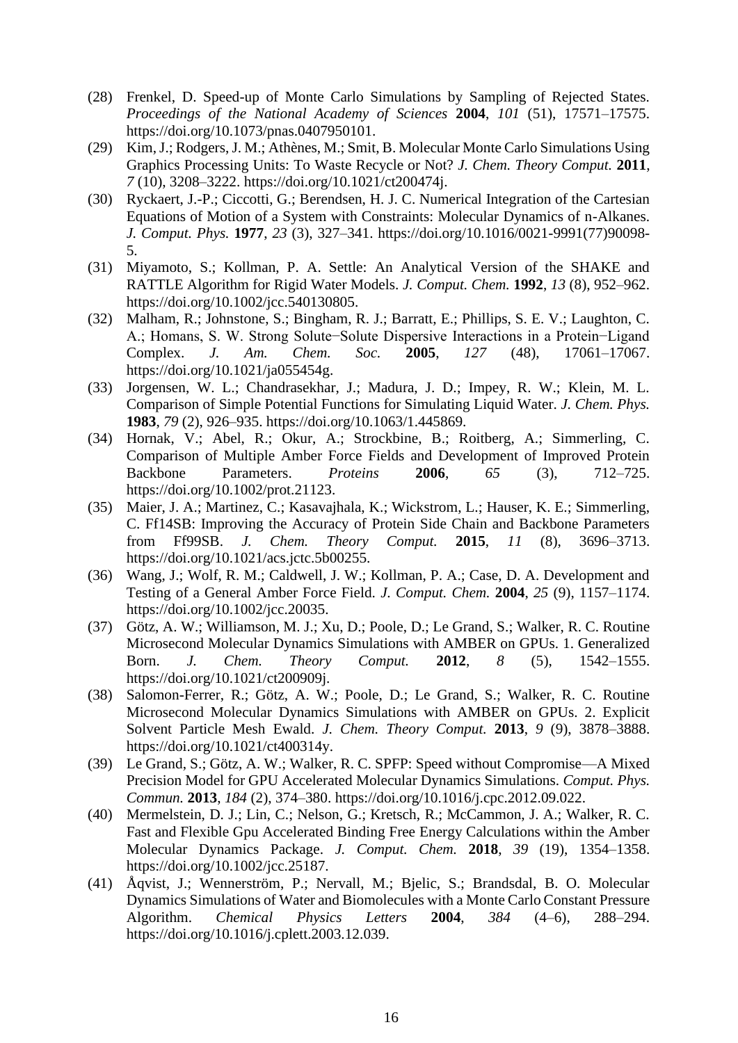(28) Frenkel, D. Speed-up of Monte Carlo Simulations by Sampling of Rejected States. *Proceedings of the National Academy of Sciences* **2004**, *101* (51), 17571–17575. https://doi.org/10.1073/pnas.0407950101.

(29) Kim, J.; Rodgers, J. M.; Athènes, M.; Smit, B. Molecular Monte Carlo Simulations Using Graphics Processing Units: To Waste Recycle or Not? *J. Chem. Theory Comput.* **2011**, *7* (10), 3208–3222. https://doi.org/10.1021/ct200474j.

(30) Ryckaert, J.-P.; Ciccotti, G.; Berendsen, H. J. C. Numerical Integration of the Cartesian Equations of Motion of a System with Constraints: Molecular Dynamics of n-Alkanes. *J. Comput. Phys.* **1977**, *23* (3), 327–341. https://doi.org/10.1016/0021-9991(77)90098-5.

(31) Miyamoto, S.; Kollman, P. A. Settle: An Analytical Version of the SHAKE and RATTLE Algorithm for Rigid Water Models. *J. Comput. Chem.* **1992**, *13* (8), 952–962. https://doi.org/10.1002/jcc.540130805.

(32) Malham, R.; Johnstone, S.; Bingham, R. J.; Barratt, E.; Phillips, S. E. V.; Laughton, C. A.; Homans, S. W. Strong Solute−Solute Dispersive Interactions in a Protein−Ligand Complex. *J. Am. Chem. Soc.* **2005**, *127* (48), 17061–17067. https://doi.org/10.1021/ja055454g.

(33) Jorgensen, W. L.; Chandrasekhar, J.; Madura, J. D.; Impey, R. W.; Klein, M. L. Comparison of Simple Potential Functions for Simulating Liquid Water. *J. Chem. Phys.* **1983**, *79* (2), 926–935. https://doi.org/10.1063/1.445869.

(34) Hornak, V.; Abel, R.; Okur, A.; Strockbine, B.; Roitberg, A.; Simmerling, C. Comparison of Multiple Amber Force Fields and Development of Improved Protein Backbone Parameters. *Proteins* **2006**, *65* (3), 712–725. https://doi.org/10.1002/prot.21123.

(35) Maier, J. A.; Martinez, C.; Kasavajhala, K.; Wickstrom, L.; Hauser, K. E.; Simmerling, C. Ff14SB: Improving the Accuracy of Protein Side Chain and Backbone Parameters from Ff99SB. *J. Chem. Theory Comput.* **2015**, *11* (8), 3696–3713. https://doi.org/10.1021/acs.jctc.5b00255.

(36) Wang, J.; Wolf, R. M.; Caldwell, J. W.; Kollman, P. A.; Case, D. A. Development and Testing of a General Amber Force Field. *J. Comput. Chem.* **2004**, *25* (9), 1157–1174. https://doi.org/10.1002/jcc.20035.

(37) Götz, A. W.; Williamson, M. J.; Xu, D.; Poole, D.; Le Grand, S.; Walker, R. C. Routine Microsecond Molecular Dynamics Simulations with AMBER on GPUs. 1. Generalized Born. *J. Chem. Theory Comput.* **2012**, *8* (5), 1542–1555. https://doi.org/10.1021/ct200909j.

(38) Salomon-Ferrer, R.; Götz, A. W.; Poole, D.; Le Grand, S.; Walker, R. C. Routine Microsecond Molecular Dynamics Simulations with AMBER on GPUs. 2. Explicit Solvent Particle Mesh Ewald. *J. Chem. Theory Comput.* **2013**, *9* (9), 3878–3888. https://doi.org/10.1021/ct400314y.

(39) Le Grand, S.; Götz, A. W.; Walker, R. C. SPFP: Speed without Compromise—A Mixed Precision Model for GPU Accelerated Molecular Dynamics Simulations. *Comput. Phys. Commun.* **2013**, *184* (2), 374–380. https://doi.org/10.1016/j.cpc.2012.09.022.

(40) Mermelstein, D. J.; Lin, C.; Nelson, G.; Kretsch, R.; McCammon, J. A.; Walker, R. C. Fast and Flexible Gpu Accelerated Binding Free Energy Calculations within the Amber Molecular Dynamics Package. *J. Comput. Chem.* **2018**, *39* (19), 1354–1358. https://doi.org/10.1002/jcc.25187.

(41) Åqvist, J.; Wennerström, P.; Nervall, M.; Bjelic, S.; Brandsdal, B. O. Molecular Dynamics Simulations of Water and Biomolecules with a Monte Carlo Constant Pressure Algorithm. *Chemical Physics Letters* **2004**, *384* (4–6), 288–294. https://doi.org/10.1016/j.cplett.2003.12.039.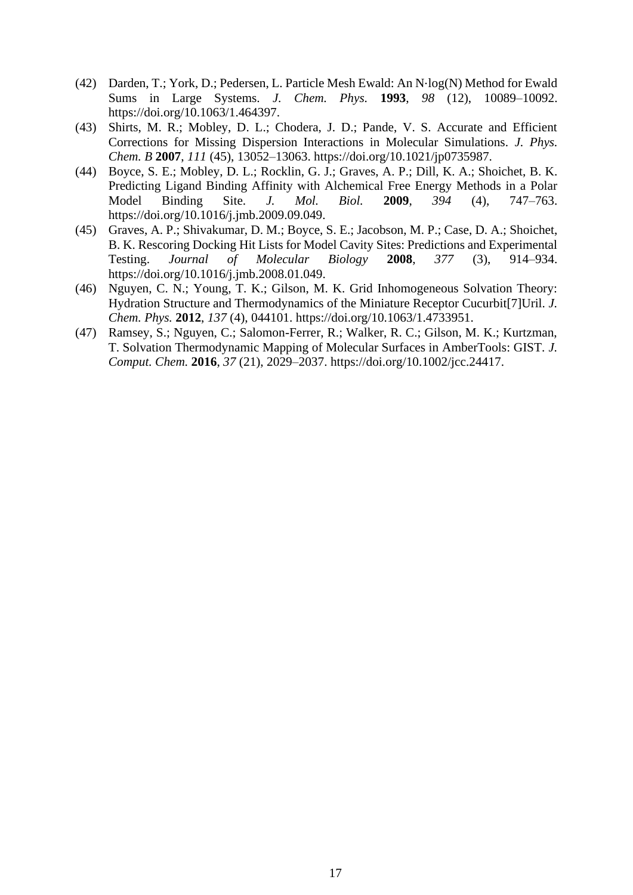(42) Darden, T.; York, D.; Pedersen, L. Particle Mesh Ewald: An N·log(N) Method for Ewald Sums in Large Systems. *J. Chem. Phys.* **1993**, *98* (12), 10089–10092. https://doi.org/10.1063/1.464397.

(43) Shirts, M. R.; Mobley, D. L.; Chodera, J. D.; Pande, V. S. Accurate and Efficient Corrections for Missing Dispersion Interactions in Molecular Simulations. *J. Phys. Chem. B* **2007**, *111* (45), 13052–13063. https://doi.org/10.1021/jp0735987.

(44) Boyce, S. E.; Mobley, D. L.; Rocklin, G. J.; Graves, A. P.; Dill, K. A.; Shoichet, B. K. Predicting Ligand Binding Affinity with Alchemical Free Energy Methods in a Polar Model Binding Site. *J. Mol. Biol.* **2009**, *394* (4), 747–763. https://doi.org/10.1016/j.jmb.2009.09.049.

(45) Graves, A. P.; Shivakumar, D. M.; Boyce, S. E.; Jacobson, M. P.; Case, D. A.; Shoichet, B. K. Rescoring Docking Hit Lists for Model Cavity Sites: Predictions and Experimental Testing. *Journal of Molecular Biology* **2008**, *377* (3), 914–934. https://doi.org/10.1016/j.jmb.2008.01.049.

(46) Nguyen, C. N.; Young, T. K.; Gilson, M. K. Grid Inhomogeneous Solvation Theory: Hydration Structure and Thermodynamics of the Miniature Receptor Cucurbit[7]Uril. *J. Chem. Phys.* **2012**, *137* (4), 044101. https://doi.org/10.1063/1.4733951.

(47) Ramsey, S.; Nguyen, C.; Salomon-Ferrer, R.; Walker, R. C.; Gilson, M. K.; Kurtzman, T. Solvation Thermodynamic Mapping of Molecular Surfaces in AmberTools: GIST. *J. Comput. Chem.* **2016**, *37* (21), 2029–2037. https://doi.org/10.1002/jcc.24417.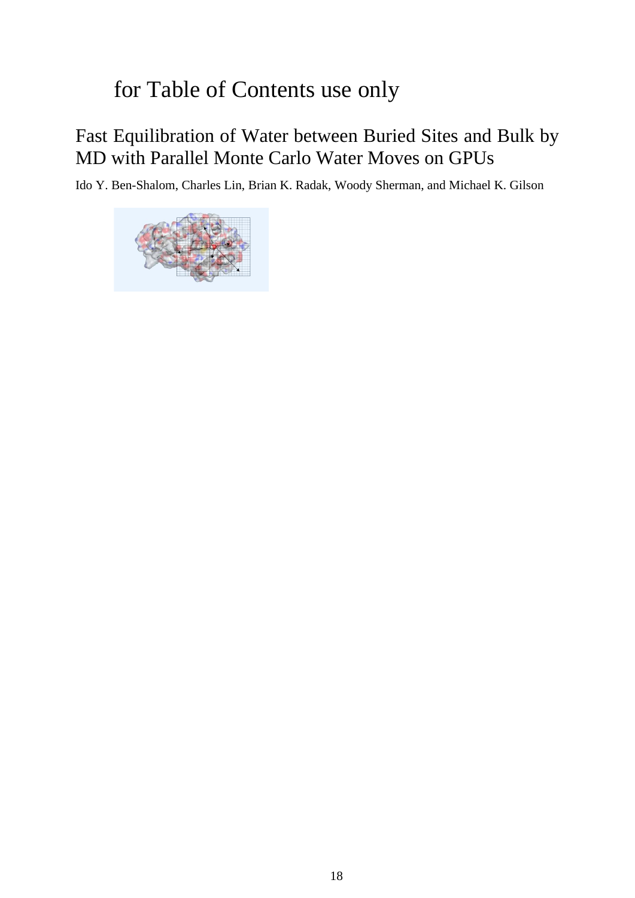# for Table of Contents use only

## Fast Equilibration of Water between Buried Sites and Bulk by MD with Parallel Monte Carlo Water Moves on GPUs

Ido Y. Ben-Shalom, Charles Lin, Brian K. Radak, Woody Sherman, and Michael K. Gilson